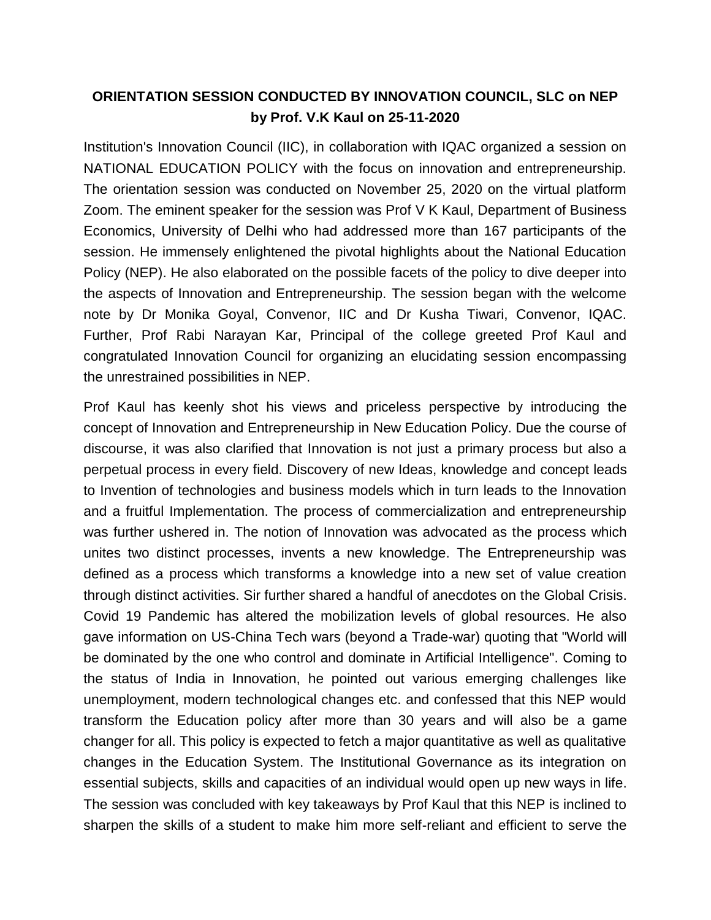**ORIENTATION SESSION CONDUCTED BY INNOVATION COUNCIL, SLC on NEP by Prof. V.K Kaul on 25-11-2020**

Institution's Innovation Council (IIC), in collaboration with IQAC organized a session on NATIONAL EDUCATION POLICY with the focus on innovation and entrepreneurship. The orientation session was conducted on November 25, 2020 on the virtual platform Zoom. The eminent speaker for the session was Prof V K Kaul, Department of Business Economics, University of Delhi who had addressed more than 167 participants of the session. He immensely enlightened the pivotal highlights about the National Education Policy (NEP). He also elaborated on the possible facets of the policy to dive deeper into the aspects of Innovation and Entrepreneurship. The session began with the welcome note by Dr Monika Goyal, Convenor, IIC and Dr Kusha Tiwari, Convenor, IQAC. Further, Prof Rabi Narayan Kar, Principal of the college greeted Prof Kaul and congratulated Innovation Council for organizing an elucidating session encompassing the unrestrained possibilities in NEP.

Prof Kaul has keenly shot his views and priceless perspective by introducing the concept of Innovation and Entrepreneurship in New Education Policy. Due the course of discourse, it was also clarified that Innovation is not just a primary process but also a perpetual process in every field. Discovery of new Ideas, knowledge and concept leads to Invention of technologies and business models which in turn leads to the Innovation and a fruitful Implementation. The process of commercialization and entrepreneurship was further ushered in. The notion of Innovation was advocated as the process which unites two distinct processes, invents a new knowledge. The Entrepreneurship was defined as a process which transforms a knowledge into a new set of value creation through distinct activities. Sir further shared a handful of anecdotes on the Global Crisis. Covid 19 Pandemic has altered the mobilization levels of global resources. He also gave information on US-China Tech wars (beyond a Trade-war) quoting that "World will be dominated by the one who control and dominate in Artificial Intelligence". Coming to the status of India in Innovation, he pointed out various emerging challenges like unemployment, modern technological changes etc. and confessed that this NEP would transform the Education policy after more than 30 years and will also be a game changer for all. This policy is expected to fetch a major quantitative as well as qualitative changes in the Education System. The Institutional Governance as its integration on essential subjects, skills and capacities of an individual would open up new ways in life. The session was concluded with key takeaways by Prof Kaul that this NEP is inclined to sharpen the skills of a student to make him more self-reliant and efficient to serve the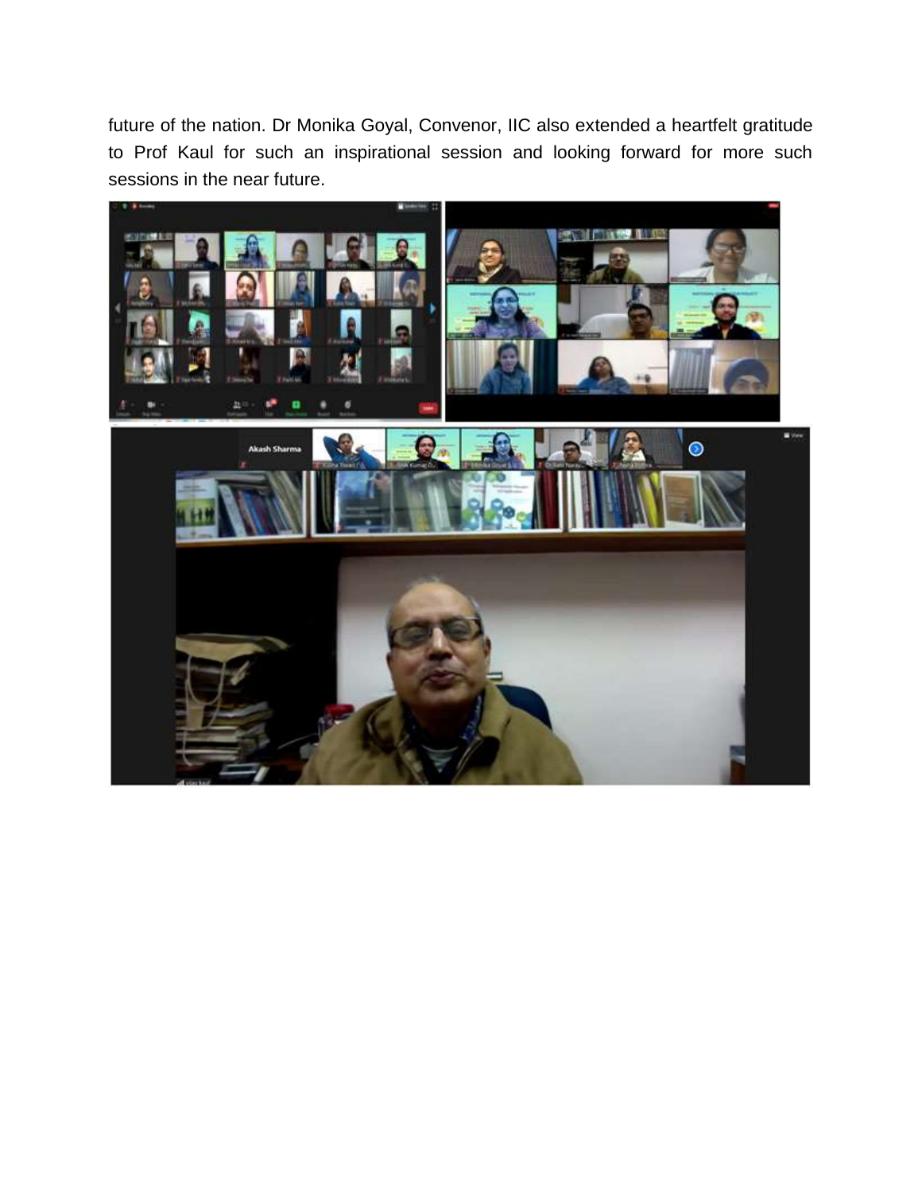future of the nation. Dr Monika Goyal, Convenor, IIC also extended a heartfelt gratitude to Prof Kaul for such an inspirational session and looking forward for more such sessions in the near future.